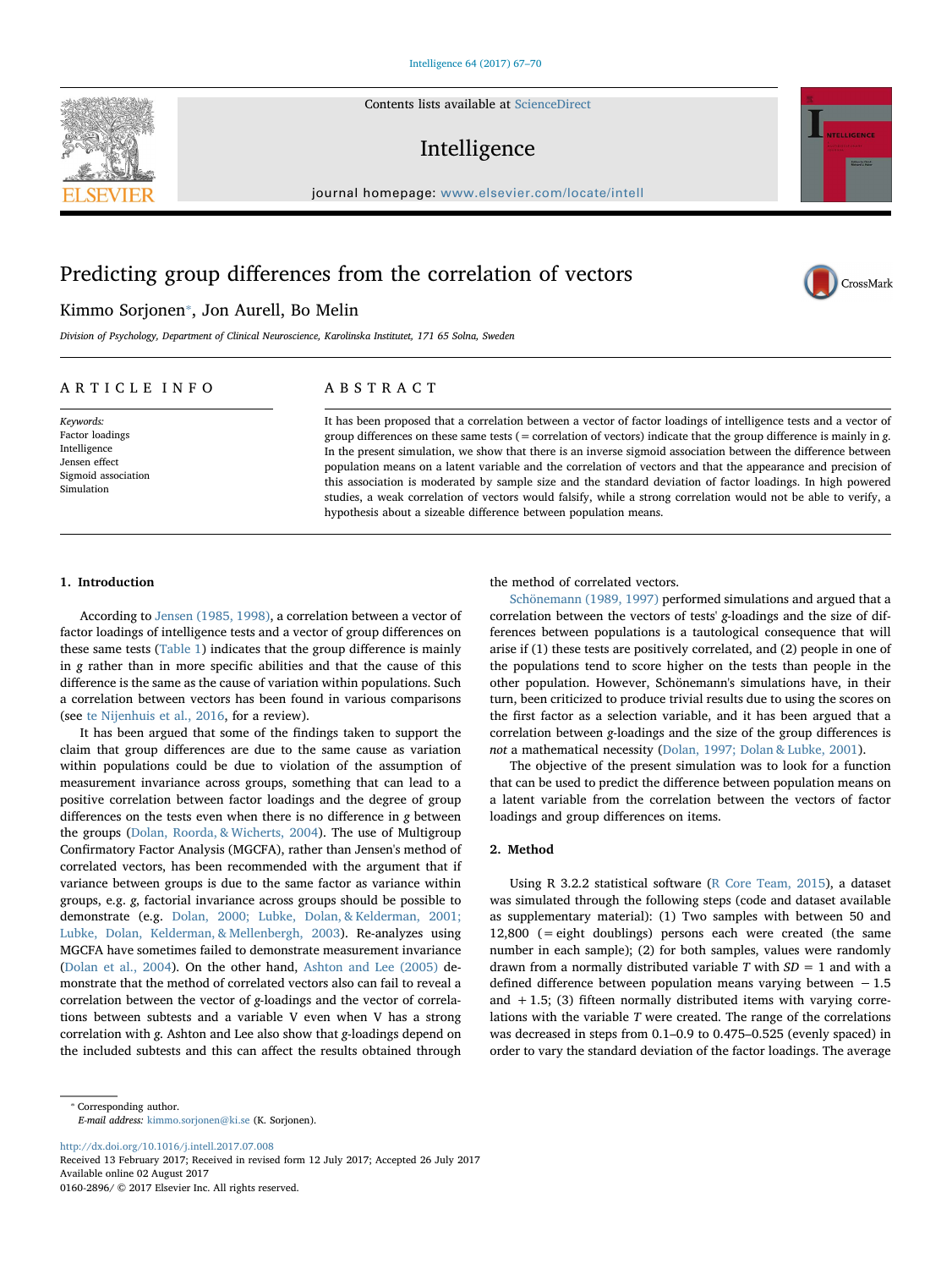# Predicting group differences from the correlation of vectors

Kimmo Sorjonen*, Jon Aurell, Bo Melin

*Division of Psychology, Department of Clinical Neuroscience, Karolinska Institutet, 171 65 Solna, Sweden*

## ARTICLE INFO

*Keywords:*
Factor loadings
Intelligence
Jensen effect
Sigmoid association
Simulation

## ABSTRACT

It has been proposed that a correlation between a vector of factor loadings of intelligence tests and a vector of group differences on these same tests (= correlation of vectors) indicate that the group difference is mainly in *g*. In the present simulation, we show that there is an inverse sigmoid association between the difference between population means on a latent variable and the correlation of vectors and that the appearance and precision of this association is moderated by sample size and the standard deviation of factor loadings. In high powered studies, a weak correlation of vectors would falsify, while a strong correlation would not be able to verify, a hypothesis about a sizeable difference between population means.

## 1. Introduction

According to Jensen (1985, 1998), a correlation between a vector of factor loadings of intelligence tests and a vector of group differences on these same tests (Table 1) indicates that the group difference is mainly in *g* rather than in more specific abilities and that the cause of this difference is the same as the cause of variation within populations. Such a correlation between vectors has been found in various comparisons (see te Nijenhuis et al., 2016, for a review).

It has been argued that some of the findings taken to support the claim that group differences are due to the same cause as variation within populations could be due to violation of the assumption of measurement invariance across groups, something that can lead to a positive correlation between factor loadings and the degree of group differences on the tests even when there is no difference in *g* between the groups (Dolan, Roorda, & Wicherts, 2004). The use of Multigroup Confirmatory Factor Analysis (MGCFA), rather than Jensen's method of correlated vectors, has been recommended with the argument that if variance between groups is due to the same factor as variance within groups, e.g. *g*, factorial invariance across groups should be possible to demonstrate (e.g. Dolan, 2000; Lubke, Dolan, & Kelderman, 2001; Lubke, Dolan, Kelderman, & Mellenbergh, 2003). Re-analyzes using MGCFA have sometimes failed to demonstrate measurement invariance (Dolan et al., 2004). On the other hand, Ashton and Lee (2005) demonstrate that the method of correlated vectors also can fail to reveal a correlation between the vector of *g*-loadings and the vector of correlations between subtests and a variable V even when V has a strong correlation with *g*. Ashton and Lee also show that *g*-loadings depend on the included subtests and this can affect the results obtained through the method of correlated vectors.

Schönemann (1989, 1997) performed simulations and argued that a correlation between the vectors of tests' *g*-loadings and the size of differences between populations is a tautological consequence that will arise if (1) these tests are positively correlated, and (2) people in one of the populations tend to score higher on the tests than people in the other population. However, Schönemann's simulations have, in their turn, been criticized to produce trivial results due to using the scores on the first factor as a selection variable, and it has been argued that a correlation between *g*-loadings and the size of the group differences is *not* a mathematical necessity (Dolan, 1997; Dolan & Lubke, 2001).

The objective of the present simulation was to look for a function that can be used to predict the difference between population means on a latent variable from the correlation between the vectors of factor loadings and group differences on items.

## 2. Method

Using R 3.2.2 statistical software (R Core Team, 2015), a dataset was simulated through the following steps (code and dataset available as supplementary material): (1) Two samples with between 50 and 12,800 (= eight doublings) persons each were created (the same number in each sample); (2) for both samples, values were randomly drawn from a normally distributed variable *T* with $SD = 1$ and with a defined difference between population means varying between − 1.5 and + 1.5; (3) fifteen normally distributed items with varying correlations with the variable *T* were created. The range of the correlations was decreased in steps from 0.1–0.9 to 0.475–0.525 (evenly spaced) in order to vary the standard deviation of the factor loadings. The average

---

* Corresponding author.
*E-mail address:* kimmo.sorjonen@ki.se (K. Sorjonen).

http://dx.doi.org/10.1016/j.intell.2017.07.008
Received 13 February 2017; Received in revised form 12 July 2017; Accepted 26 July 2017
Available online 02 August 2017
0160-2896/ © 2017 Elsevier Inc. All rights reserved.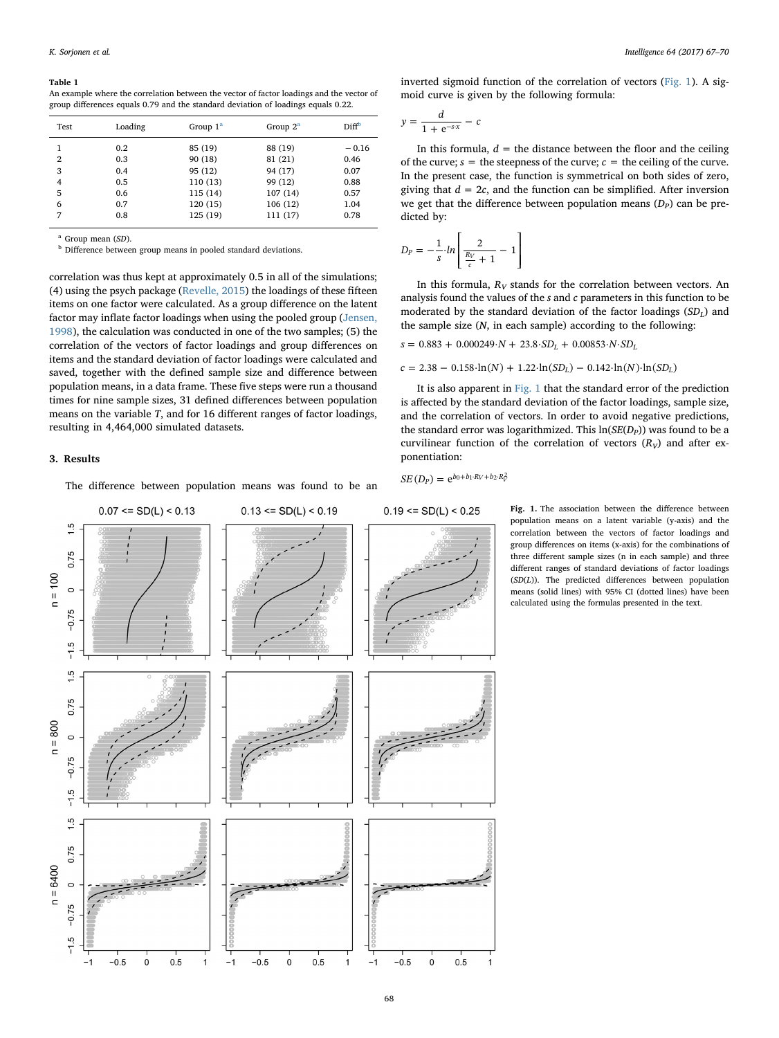**Table 1**
An example where the correlation between the vector of factor loadings and the vector of group differences equals 0.79 and the standard deviation of loadings equals 0.22.

| Test | Loading | Group 1[a] | Group 2[a] | Diff[b] |
|---|---|---|---|---|
| 1 | 0.2 | 85 (19) | 88 (19) | −0.16 |
| 2 | 0.3 | 90 (18) | 81 (21) | 0.46 |
| 3 | 0.4 | 95 (12) | 94 (17) | 0.07 |
| 4 | 0.5 | 110 (13) | 99 (12) | 0.88 |
| 5 | 0.6 | 115 (14) | 107 (14) | 0.57 |
| 6 | 0.7 | 120 (15) | 106 (12) | 1.04 |
| 7 | 0.8 | 125 (19) | 111 (17) | 0.78 |

[a] Group mean (*SD*).
[b] Difference between group means in pooled standard deviations.

correlation was thus kept at approximately 0.5 in all of the simulations; (4) using the psych package (Revelle, 2015) the loadings of these fifteen items on one factor were calculated. As a group difference on the latent factor may inflate factor loadings when using the pooled group (Jensen, 1998), the calculation was conducted in one of the two samples; (5) the correlation of the vectors of factor loadings and group differences on items and the standard deviation of factor loadings were calculated and saved, together with the defined sample size and difference between population means, in a data frame. These five steps were run a thousand times for nine sample sizes, 31 defined differences between population means on the variable *T*, and for 16 different ranges of factor loadings, resulting in 4,464,000 simulated datasets.

## 3. Results

The difference between population means was found to be an inverted sigmoid function of the correlation of vectors (Fig. 1). A sigmoid curve is given by the following formula:

$$y = \frac{d}{1 + e^{-s \cdot x}} - c$$

In this formula, $d$ = the distance between the floor and the ceiling of the curve; $s$ = the steepness of the curve; $c$ = the ceiling of the curve. In the present case, the function is symmetrical on both sides of zero, giving that $d = 2c$, and the function can be simplified. After inversion we get that the difference between population means ($D_P$) can be predicted by:

$$D_P = -\frac{1}{s} \cdot ln\left[\frac{2}{\frac{R_V}{c} + 1} - 1\right]$$

In this formula, $R_V$ stands for the correlation between vectors. An analysis found the values of the $s$ and $c$ parameters in this function to be moderated by the standard deviation of the factor loadings ($SD_L$) and the sample size ($N$, in each sample) according to the following:

$$s = 0.883 + 0.000249 \cdot N + 23.8 \cdot SD_L + 0.00853 \cdot N \cdot SD_L$$

$$c = 2.38 - 0.158 \cdot \ln(N) + 1.22 \cdot \ln(SD_L) - 0.142 \cdot \ln(N) \cdot \ln(SD_L)$$

It is also apparent in Fig. 1 that the standard error of the prediction is affected by the standard deviation of the factor loadings, sample size, and the correlation of vectors. In order to avoid negative predictions, the standard error was logarithmized. This $\ln(SE(D_P))$ was found to be a curvilinear function of the correlation of vectors ($R_V$) and after exponentiation:

$$SE(D_P) = e^{b_0 + b_1 \cdot R_V + b_2 \cdot R_V^2}$$

**Fig. 1.** The association between the difference between population means on a latent variable (y-axis) and the correlation between the vectors of factor loadings and group differences on items (x-axis) for the combinations of three different sample sizes (n in each sample) and three different ranges of standard deviations of factor loadings (*SD(L)*). The predicted differences between population means (solid lines) with 95% CI (dotted lines) have been calculated using the formulas presented in the text.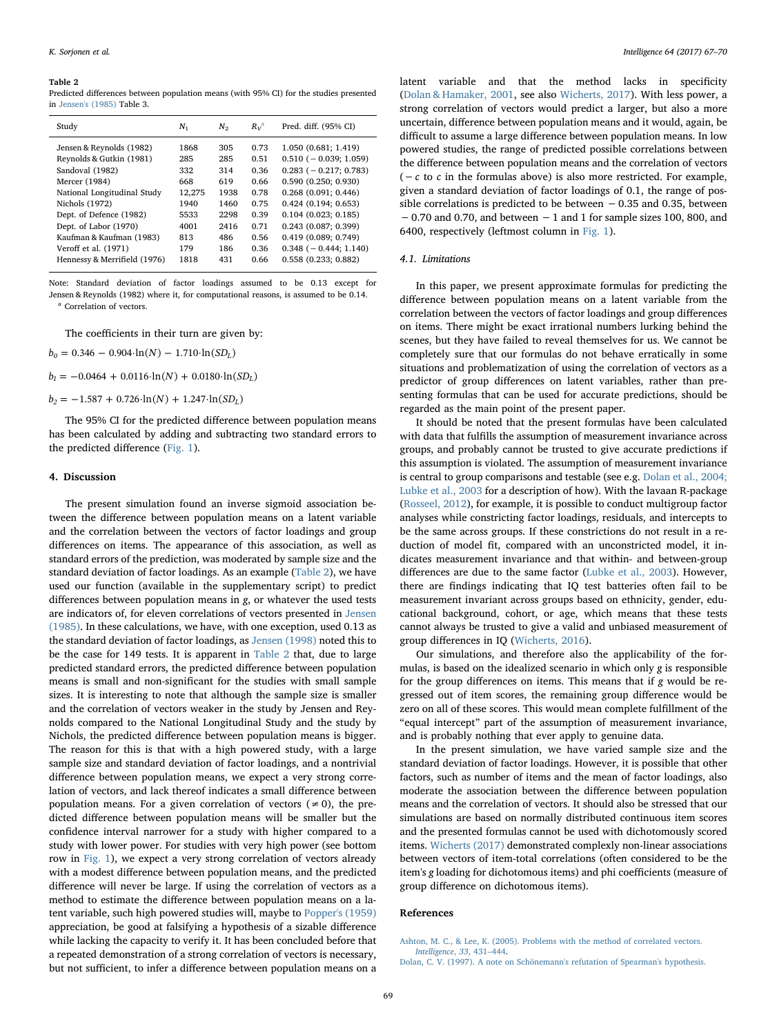**Table 2**
Predicted differences between population means (with 95% CI) for the studies presented in Jensen's (1985) Table 3.

| Study | $N_1$ | $N_2$ | $R_V$[a] | Pred. diff. (95% CI) |
|---|---|---|---|---|
| Jensen & Reynolds (1982) | 1868 | 305 | 0.73 | 1.050 (0.681; 1.419) |
| Reynolds & Gutkin (1981) | 285 | 285 | 0.51 | 0.510 (− 0.039; 1.059) |
| Sandoval (1982) | 332 | 314 | 0.36 | 0.283 (− 0.217; 0.783) |
| Mercer (1984) | 668 | 619 | 0.66 | 0.590 (0.250; 0.930) |
| National Longitudinal Study | 12,275 | 1938 | 0.78 | 0.268 (0.091; 0.446) |
| Nichols (1972) | 1940 | 1460 | 0.75 | 0.424 (0.194; 0.653) |
| Dept. of Defence (1982) | 5533 | 2298 | 0.39 | 0.104 (0.023; 0.185) |
| Dept. of Labor (1970) | 4001 | 2416 | 0.71 | 0.243 (0.087; 0.399) |
| Kaufman & Kaufman (1983) | 813 | 486 | 0.56 | 0.419 (0.089; 0.749) |
| Veroff et al. (1971) | 179 | 186 | 0.36 | 0.348 (− 0.444; 1.140) |
| Hennessy & Merrifield (1976) | 1818 | 431 | 0.66 | 0.558 (0.233; 0.882) |

Note: Standard deviation of factor loadings assumed to be 0.13 except for Jensen & Reynolds (1982) where it, for computational reasons, is assumed to be 0.14.
[a] Correlation of vectors.

The coefficients in their turn are given by:

$$b_0 = 0.346 - 0.904 \cdot \ln(N) - 1.710 \cdot \ln(SD_L)$$

$$b_1 = -0.0464 + 0.0116 \cdot \ln(N) + 0.0180 \cdot \ln(SD_L)$$

$$b_2 = -1.587 + 0.726 \cdot \ln(N) + 1.247 \cdot \ln(SD_L)$$

The 95% CI for the predicted difference between population means has been calculated by adding and subtracting two standard errors to the predicted difference (Fig. 1).

## 4. Discussion

The present simulation found an inverse sigmoid association between the difference between population means on a latent variable and the correlation between the vectors of factor loadings and group differences on items. The appearance of this association, as well as standard errors of the prediction, was moderated by sample size and the standard deviation of factor loadings. As an example (Table 2), we have used our function (available in the supplementary script) to predict differences between population means in *g*, or whatever the used tests are indicators of, for eleven correlations of vectors presented in Jensen (1985). In these calculations, we have, with one exception, used 0.13 as the standard deviation of factor loadings, as Jensen (1998) noted this to be the case for 149 tests. It is apparent in Table 2 that, due to large predicted standard errors, the predicted difference between population means is small and non-significant for the studies with small sample sizes. It is interesting to note that although the sample size is smaller and the correlation of vectors weaker in the study by Jensen and Reynolds compared to the National Longitudinal Study and the study by Nichols, the predicted difference between population means is bigger. The reason for this is that with a high powered study, with a large sample size and standard deviation of factor loadings, and a nontrivial difference between population means, we expect a very strong correlation of vectors, and lack thereof indicates a small difference between population means. For a given correlation of vectors ($\neq 0$), the predicted difference between population means will be smaller but the confidence interval narrower for a study with higher compared to a study with lower power. For studies with very high power (see bottom row in Fig. 1), we expect a very strong correlation of vectors already with a modest difference between population means, and the predicted difference will never be large. If using the correlation of vectors as a method to estimate the difference between population means on a latent variable, such high powered studies will, maybe to Popper's (1959) appreciation, be good at falsifying a hypothesis of a sizable difference while lacking the capacity to verify it. It has been concluded before that a repeated demonstration of a strong correlation of vectors is necessary, but not sufficient, to infer a difference between population means on a latent variable and that the method lacks in specificity (Dolan & Hamaker, 2001, see also Wicherts, 2017). With less power, a strong correlation of vectors would predict a larger, but also a more uncertain, difference between population means and it would, again, be difficult to assume a large difference between population means. In low powered studies, the range of predicted possible correlations between the difference between population means and the correlation of vectors ($-c$ to $c$ in the formulas above) is also more restricted. For example, given a standard deviation of factor loadings of 0.1, the range of possible correlations is predicted to be between − 0.35 and 0.35, between − 0.70 and 0.70, and between − 1 and 1 for sample sizes 100, 800, and 6400, respectively (leftmost column in Fig. 1).

### 4.1. Limitations

In this paper, we present approximate formulas for predicting the difference between population means on a latent variable from the correlation between the vectors of factor loadings and group differences on items. There might be exact irrational numbers lurking behind the scenes, but they have failed to reveal themselves for us. We cannot be completely sure that our formulas do not behave erratically in some situations and problematization of using the correlation of vectors as a predictor of group differences on latent variables, rather than presenting formulas that can be used for accurate predictions, should be regarded as the main point of the present paper.

It should be noted that the present formulas have been calculated with data that fulfills the assumption of measurement invariance across groups, and probably cannot be trusted to give accurate predictions if this assumption is violated. The assumption of measurement invariance is central to group comparisons and testable (see e.g. Dolan et al., 2004; Lubke et al., 2003 for a description of how). With the lavaan R-package (Rosseel, 2012), for example, it is possible to conduct multigroup factor analyses while constricting factor loadings, residuals, and intercepts to be the same across groups. If these constrictions do not result in a reduction of model fit, compared with an unconstricted model, it indicates measurement invariance and that within- and between-group differences are due to the same factor (Lubke et al., 2003). However, there are findings indicating that IQ test batteries often fail to be measurement invariant across groups based on ethnicity, gender, educational background, cohort, or age, which means that these tests cannot always be trusted to give a valid and unbiased measurement of group differences in IQ (Wicherts, 2016).

Our simulations, and therefore also the applicability of the formulas, is based on the idealized scenario in which only *g* is responsible for the group differences on items. This means that if *g* would be regressed out of item scores, the remaining group difference would be zero on all of these scores. This would mean complete fulfillment of the "equal intercept" part of the assumption of measurement invariance, and is probably nothing that ever apply to genuine data.

In the present simulation, we have varied sample size and the standard deviation of factor loadings. However, it is possible that other factors, such as number of items and the mean of factor loadings, also moderate the association between the difference between population means and the correlation of vectors. It should also be stressed that our simulations are based on normally distributed continuous item scores and the presented formulas cannot be used with dichotomously scored items. Wicherts (2017) demonstrated complexly non-linear associations between vectors of item-total correlations (often considered to be the item's *g* loading for dichotomous items) and phi coefficients (measure of group difference on dichotomous items).

## References

Ashton, M. C., & Lee, K. (2005). Problems with the method of correlated vectors. *Intelligence, 33*, 431–444.

Dolan, C. V. (1997). A note on Schönemann's refutation of Spearman's hypothesis.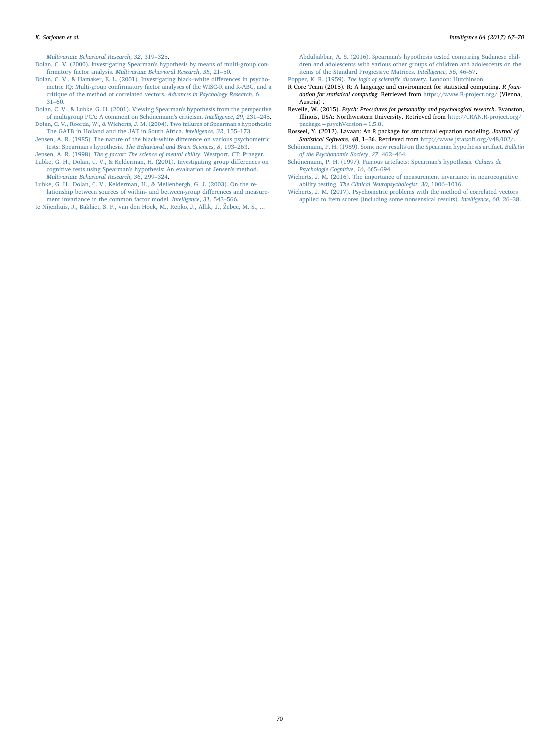*Multivariate Behavioral Research, 32*, 319–325.

Dolan, C. V. (2000). Investigating Spearman's hypothesis by means of multi-group confirmatory factor analysis. *Multivariate Behavioral Research, 35*, 21–50.

Dolan, C. V., & Hamaker, E. L. (2001). Investigating black–white differences in psychometric IQ: Multi-group confirmatory factor analyses of the WISC-R and K-ABC, and a critique of the method of correlated vectors. *Advances in Psychology Research, 6*, 31–60.

Dolan, C. V., & Lubke, G. H. (2001). Viewing Spearman's hypothesis from the perspective of multigroup PCA: A comment on Schönemann's criticism. *Intelligence, 29*, 231–245.

Dolan, C. V., Roorda, W., & Wicherts, J. M. (2004). Two failures of Spearman's hypothesis: The GATB in Holland and the JAT in South Africa. *Intelligence, 32*, 155–173.

Jensen, A. R. (1985). The nature of the black-white difference on various psychometric tests: Spearman's hypothesis. *The Behavioral and Brain Sciences, 8*, 193–263.

Jensen, A. R. (1998). *The g factor: The science of mental ability*. Westport, CT: Praeger.

Lubke, G. H., Dolan, C. V., & Kelderman, H. (2001). Investigating group differences on cognitive tests using Spearman's hypothesis: An evaluation of Jensen's method. *Multivariate Behavioral Research, 36*, 299–324.

Lubke, G. H., Dolan, C. V., Kelderman, H., & Mellenbergh, G. J. (2003). On the relationship between sources of within- and between-group differences and measurement invariance in the common factor model. *Intelligence, 31*, 543–566.

te Nijenhuis, J., Bakhiet, S. F., van den Hoek, M., Repko, J., Allik, J., Žebec, M. S., ... Abduljabbar, A. S. (2016). Spearman's hypothesis tested comparing Sudanese children and adolescents with various other groups of children and adolescents on the items of the Standard Progressive Matrices. *Intelligence, 56*, 46–57.

Popper, K. R. (1959). *The logic of scientific discovery*. London: Hutchinson.

R Core Team (2015). R: A language and environment for statistical computing. *R foundation for statistical computing.* Retrieved from https://www.R-project.org/ (Vienna, Austria) .

Revelle, W. (2015). *Psych: Procedures for personality and psychological research.* Evanston, Illinois, USA: Northwestern University. Retrieved from http://CRAN.R-project.org/package=psychVersion=1.5.8.

Rosseel, Y. (2012). Lavaan: An R package for structural equation modeling. *Journal of Statistical Software, 48*, 1–36. Retrieved from http://www.jstatsoft.org/v48/i02/.

Schönemann, P. H. (1989). Some new results on the Spearman hypothesis artifact. *Bulletin of the Psychonomic Society, 27*, 462–464.

Schönemann, P. H. (1997). Famous artefacts: Spearman's hypothesis. *Cahiers de Psychologie Cognitive, 16*, 665–694.

Wicherts, J. M. (2016). The importance of measurement invariance in neurocognitive ability testing. *The Clinical Neuropsychologist, 30*, 1006–1016.

Wicherts, J. M. (2017). Psychometric problems with the method of correlated vectors applied to item scores (including some nonsensical results). *Intelligence, 60*, 26–38.